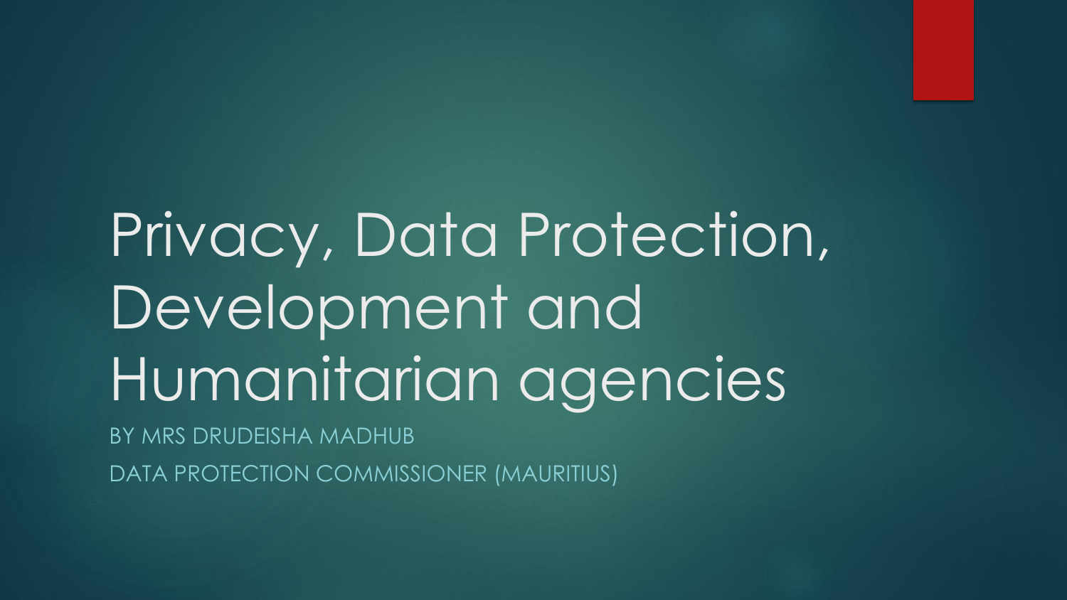# Privacy, Data Protection, Development and Humanitarian agencies

BY MRS DRUDEISHA MADHUB

DATA PROTECTION COMMISSIONER (MAURITIUS)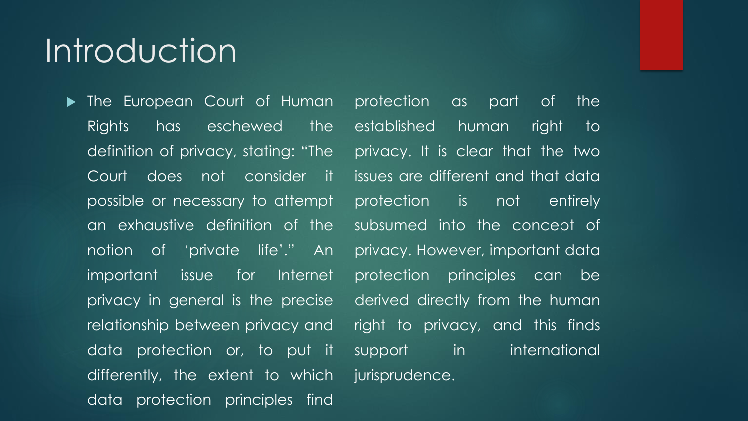# Introduction

- The European Court of Human Rights has eschewed the definition of privacy, stating: "The Court does not consider it possible or necessary to attempt an exhaustive definition of the notion of 'private life'." An important issue for Internet privacy in general is the precise relationship between privacy and data protection or, to put it differently, the extent to which data protection principles find protection as part of the established human right to privacy. It is clear that the two issues are different and that data protection is not entirely subsumed into the concept of privacy. However, important data protection principles can be derived directly from the human right to privacy, and this finds support in international jurisprudence.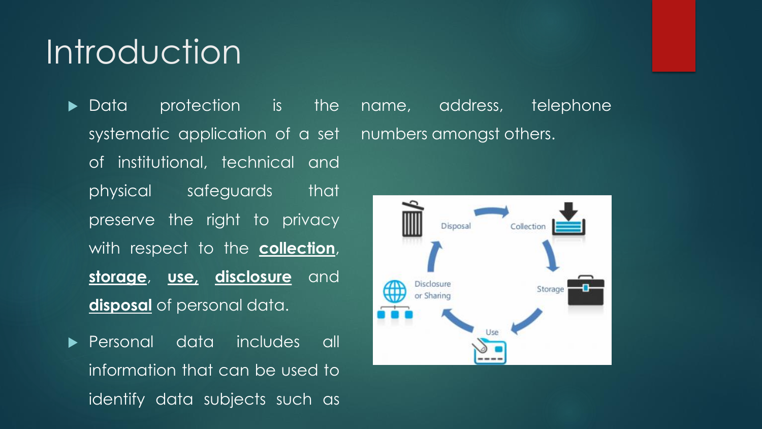# Introduction

- Data protection is the systematic application of a set of institutional, technical and physical safeguards that preserve the right to privacy with respect to the **collection**, **storage**, **use**, **disclosure** and **disposal** of personal data.
- Personal data includes all information that can be used to identify data subjects such as name, address, telephone numbers amongst others.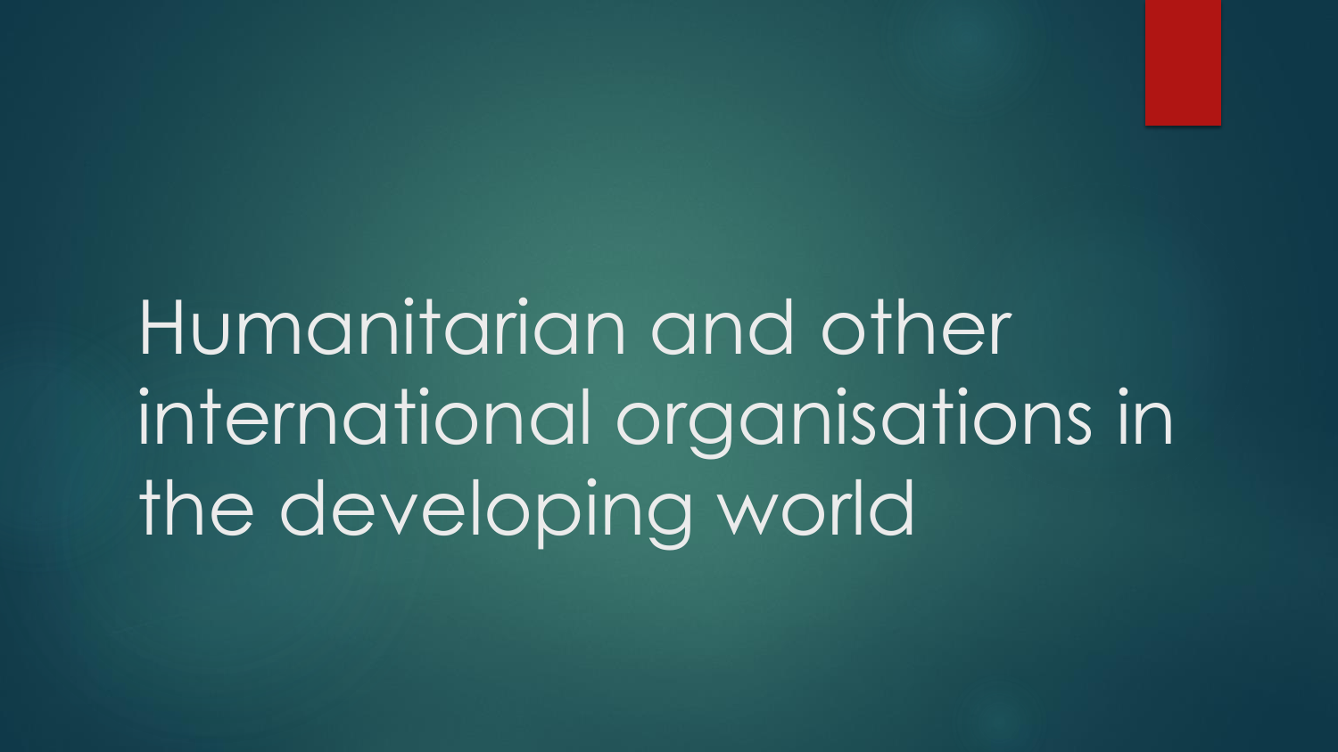# Humanitarian and other international organisations in the developing world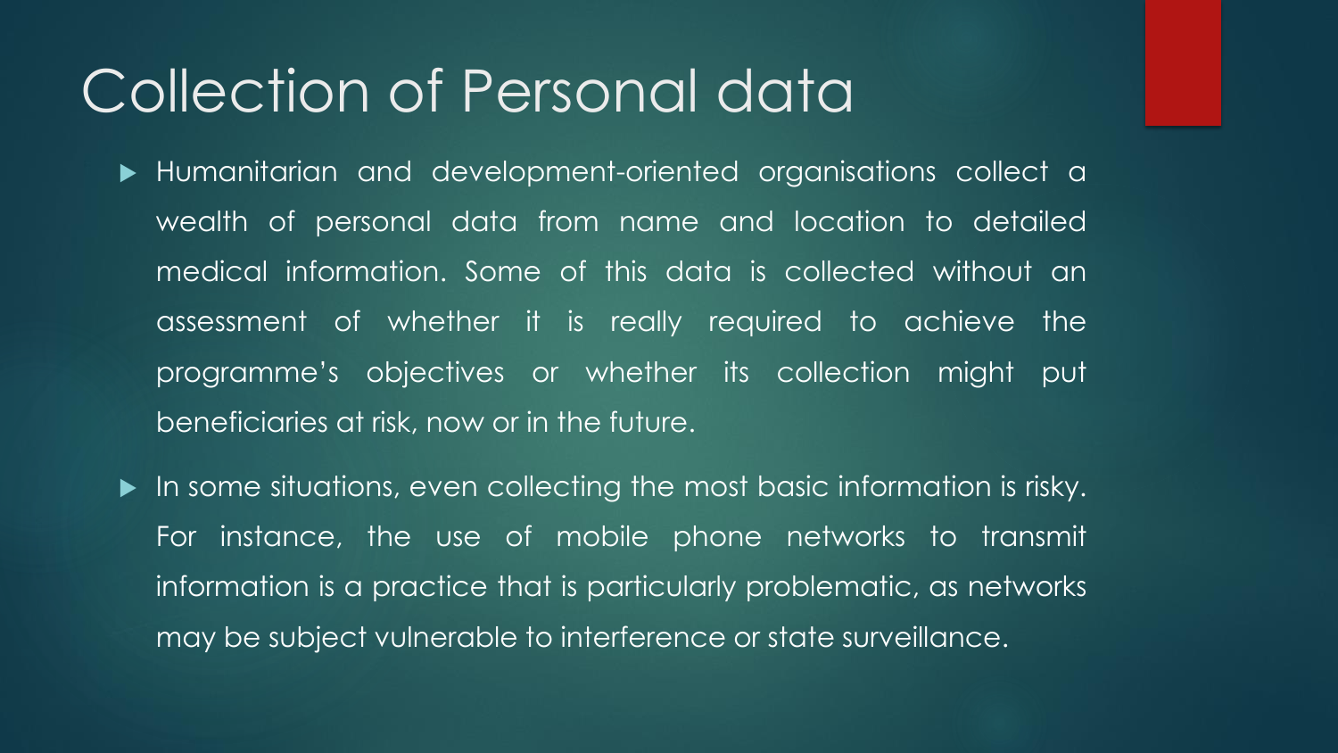# Collection of Personal data

- Humanitarian and development-oriented organisations collect a wealth of personal data from name and location to detailed medical information. Some of this data is collected without an assessment of whether it is really required to achieve the programme's objectives or whether its collection might put beneficiaries at risk, now or in the future.
- In some situations, even collecting the most basic information is risky. For instance, the use of mobile phone networks to transmit information is a practice that is particularly problematic, as networks may be subject vulnerable to interference or state surveillance.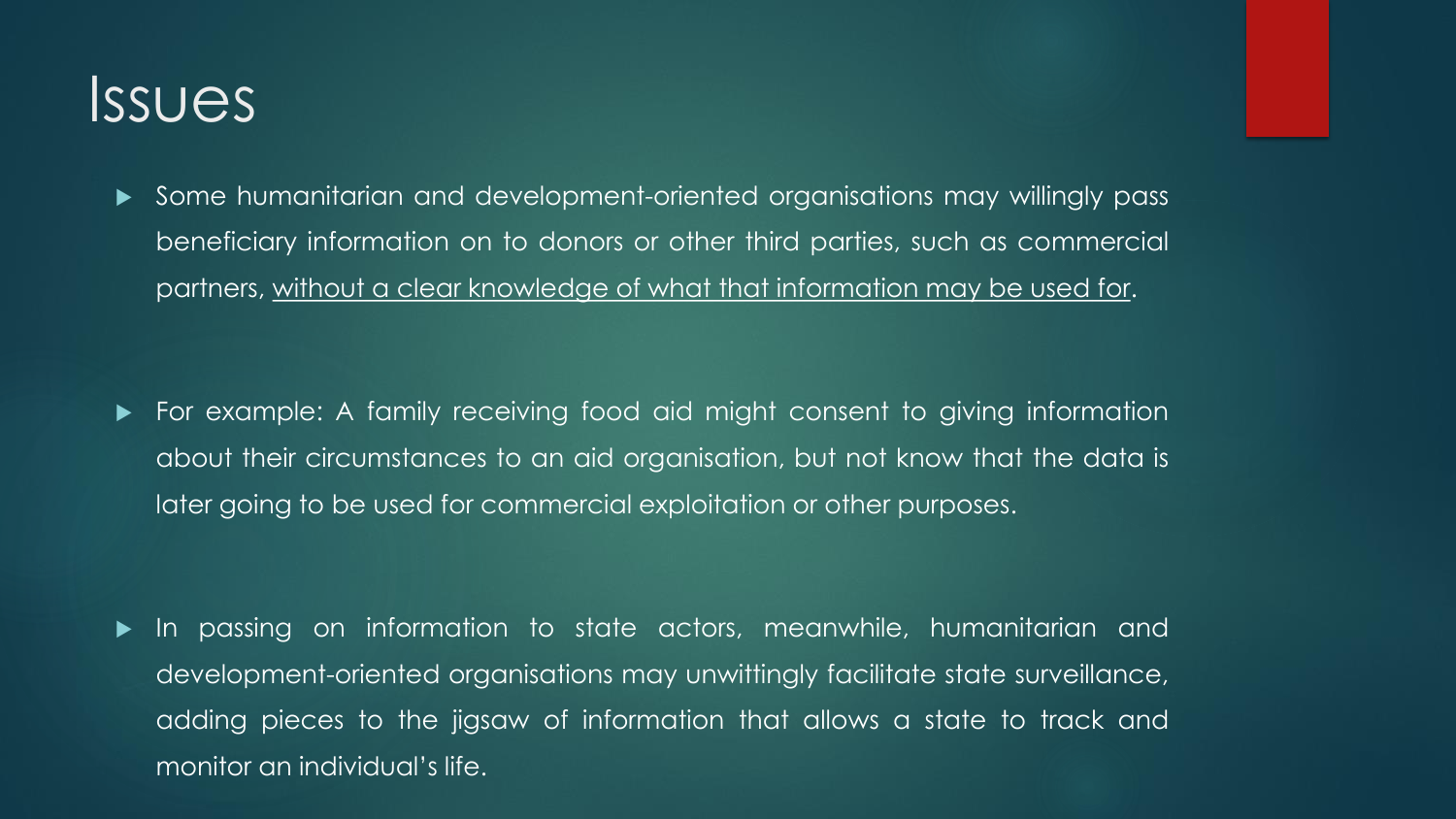# Issues

- Some humanitarian and development-oriented organisations may willingly pass beneficiary information on to donors or other third parties, such as commercial partners, <u>without a clear knowledge of what that information may be used for</u>.

- For example: A family receiving food aid might consent to giving information about their circumstances to an aid organisation, but not know that the data is later going to be used for commercial exploitation or other purposes.

- In passing on information to state actors, meanwhile, humanitarian and development-oriented organisations may unwittingly facilitate state surveillance, adding pieces to the jigsaw of information that allows a state to track and monitor an individual's life.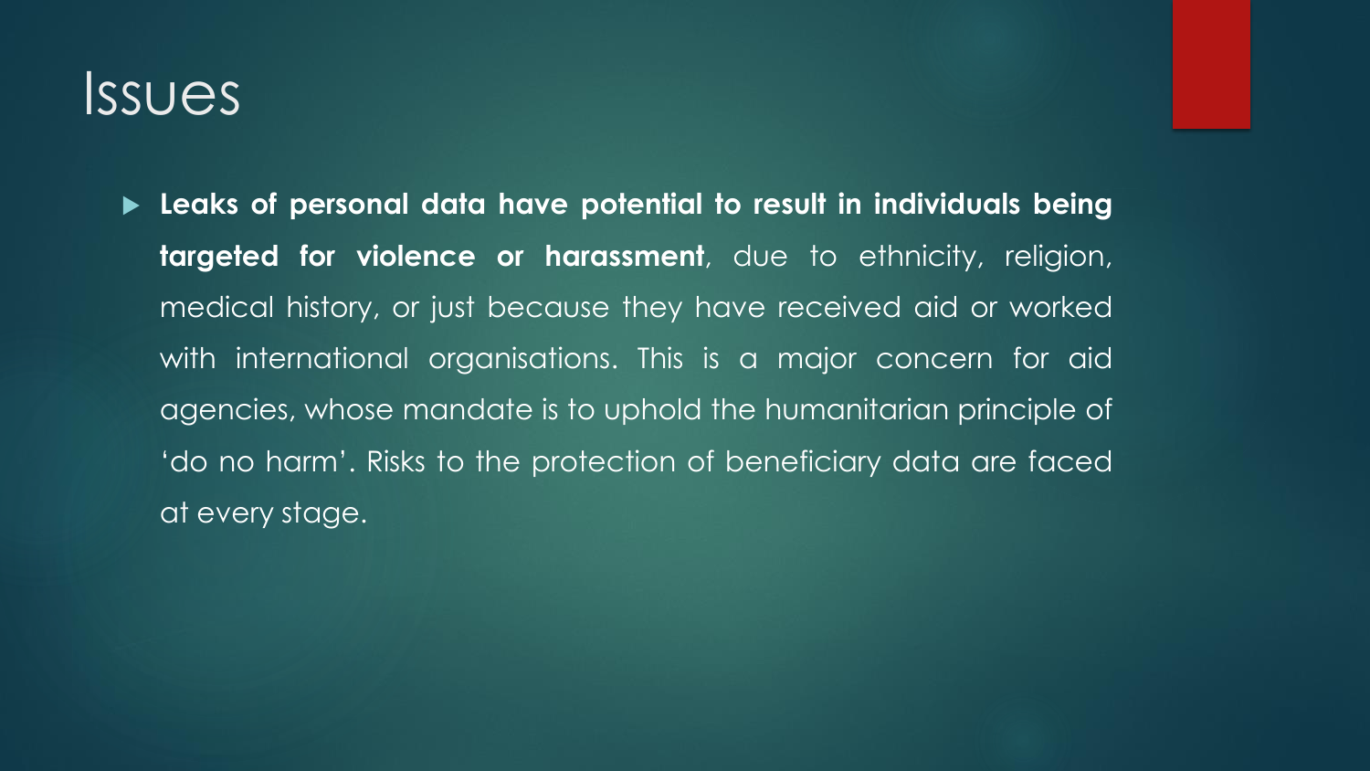# Issues

- **Leaks of personal data have potential to result in individuals being targeted for violence or harassment**, due to ethnicity, religion, medical history, or just because they have received aid or worked with international organisations. This is a major concern for aid agencies, whose mandate is to uphold the humanitarian principle of 'do no harm'. Risks to the protection of beneficiary data are faced at every stage.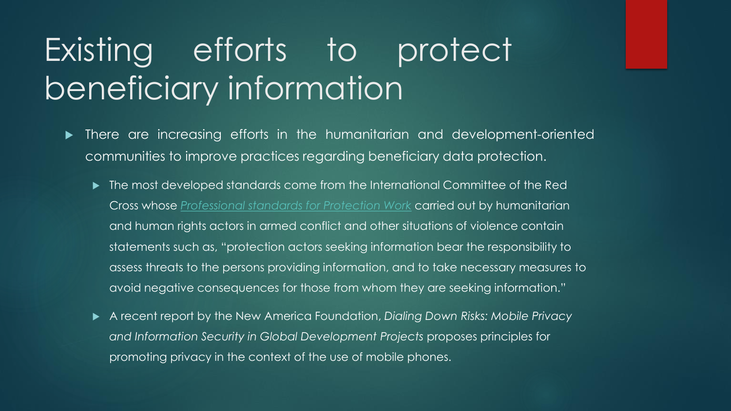# Existing efforts to protect beneficiary information

- There are increasing efforts in the humanitarian and development-oriented communities to improve practices regarding beneficiary data protection.
  - The most developed standards come from the International Committee of the Red Cross whose *Professional standards for Protection Work* carried out by humanitarian and human rights actors in armed conflict and other situations of violence contain statements such as, "protection actors seeking information bear the responsibility to assess threats to the persons providing information, and to take necessary measures to avoid negative consequences for those from whom they are seeking information."
  - A recent report by the New America Foundation, *Dialing Down Risks: Mobile Privacy and Information Security in Global Development Projects* proposes principles for promoting privacy in the context of the use of mobile phones.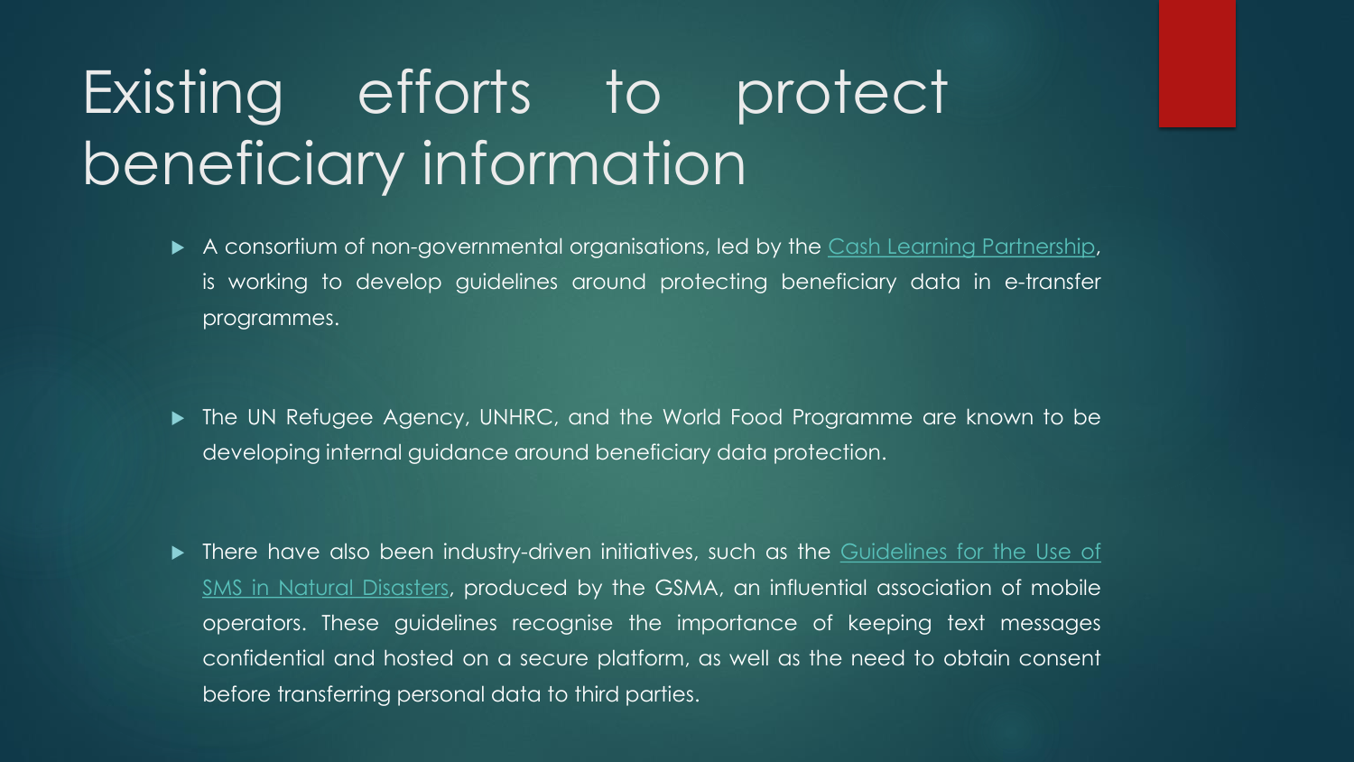# Existing efforts to protect beneficiary information

- A consortium of non-governmental organisations, led by the Cash Learning Partnership, is working to develop guidelines around protecting beneficiary data in e-transfer programmes.
- The UN Refugee Agency, UNHRC, and the World Food Programme are known to be developing internal guidance around beneficiary data protection.
- There have also been industry-driven initiatives, such as the Guidelines for the Use of SMS in Natural Disasters, produced by the GSMA, an influential association of mobile operators. These guidelines recognise the importance of keeping text messages confidential and hosted on a secure platform, as well as the need to obtain consent before transferring personal data to third parties.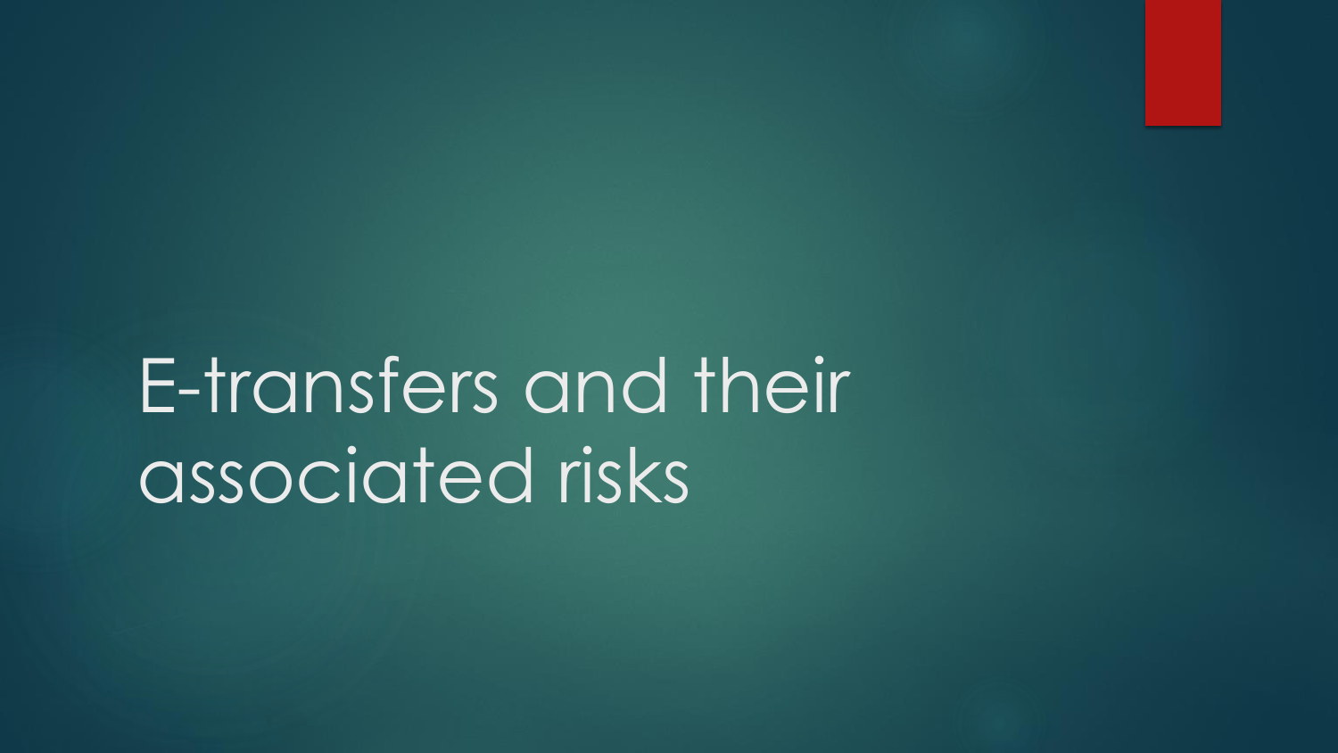# E-transfers and their associated risks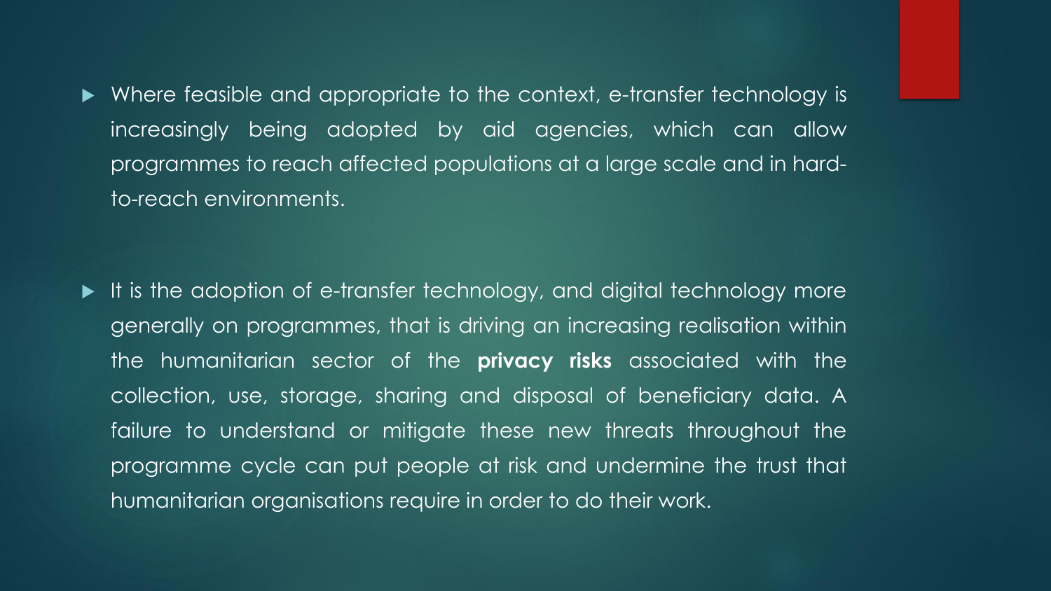- Where feasible and appropriate to the context, e-transfer technology is increasingly being adopted by aid agencies, which can allow programmes to reach affected populations at a large scale and in hard-to-reach environments.

- It is the adoption of e-transfer technology, and digital technology more generally on programmes, that is driving an increasing realisation within the humanitarian sector of the **privacy risks** associated with the collection, use, storage, sharing and disposal of beneficiary data. A failure to understand or mitigate these new threats throughout the programme cycle can put people at risk and undermine the trust that humanitarian organisations require in order to do their work.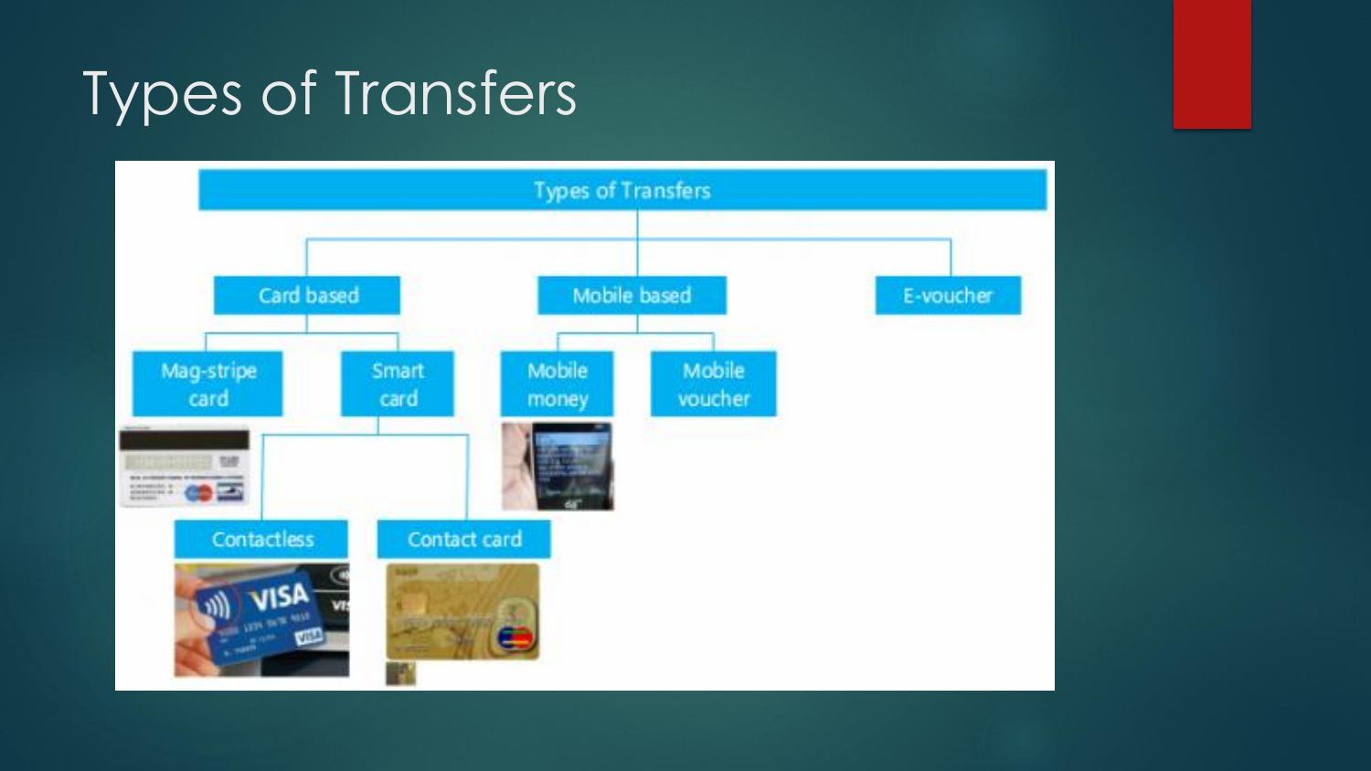# Types of Transfers

- Types of Transfers
  - Card based
    - Mag-stripe card
    - Smart card
      - Contactless
      - Contact card
  - Mobile based
    - Mobile money
    - Mobile voucher
  - E-voucher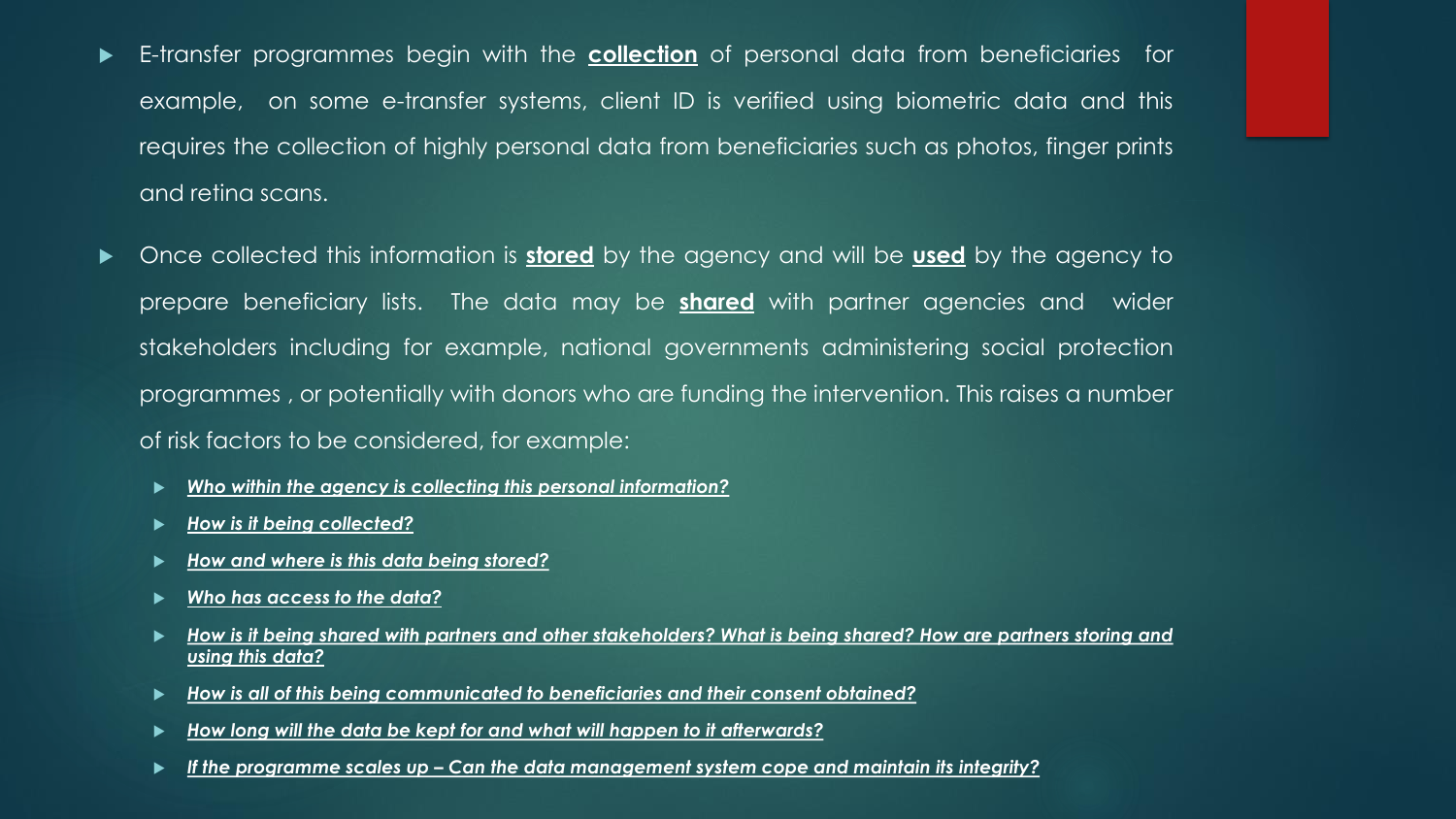- E-transfer programmes begin with the **collection** of personal data from beneficiaries for example, on some e-transfer systems, client ID is verified using biometric data and this requires the collection of highly personal data from beneficiaries such as photos, finger prints and retina scans.
- Once collected this information is **stored** by the agency and will be **used** by the agency to prepare beneficiary lists. The data may be **shared** with partner agencies and wider stakeholders including for example, national governments administering social protection programmes , or potentially with donors who are funding the intervention. This raises a number of risk factors to be considered, for example:
  - ***Who within the agency is collecting this personal information?***
  - ***How is it being collected?***
  - ***How and where is this data being stored?***
  - ***Who has access to the data?***
  - ***How is it being shared with partners and other stakeholders? What is being shared? How are partners storing and using this data?***
  - ***How is all of this being communicated to beneficiaries and their consent obtained?***
  - ***How long will the data be kept for and what will happen to it afterwards?***
  - ***If the programme scales up – Can the data management system cope and maintain its integrity?***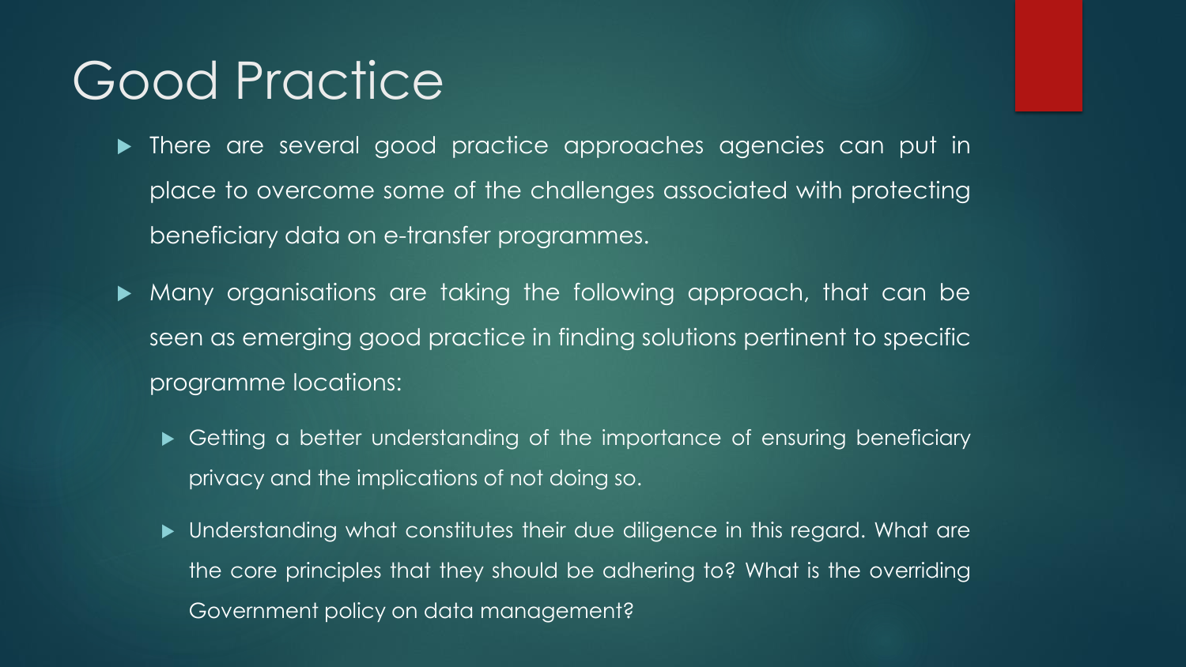# Good Practice

- There are several good practice approaches agencies can put in place to overcome some of the challenges associated with protecting beneficiary data on e-transfer programmes.
- Many organisations are taking the following approach, that can be seen as emerging good practice in finding solutions pertinent to specific programme locations:
  - Getting a better understanding of the importance of ensuring beneficiary privacy and the implications of not doing so.
  - Understanding what constitutes their due diligence in this regard. What are the core principles that they should be adhering to? What is the overriding Government policy on data management?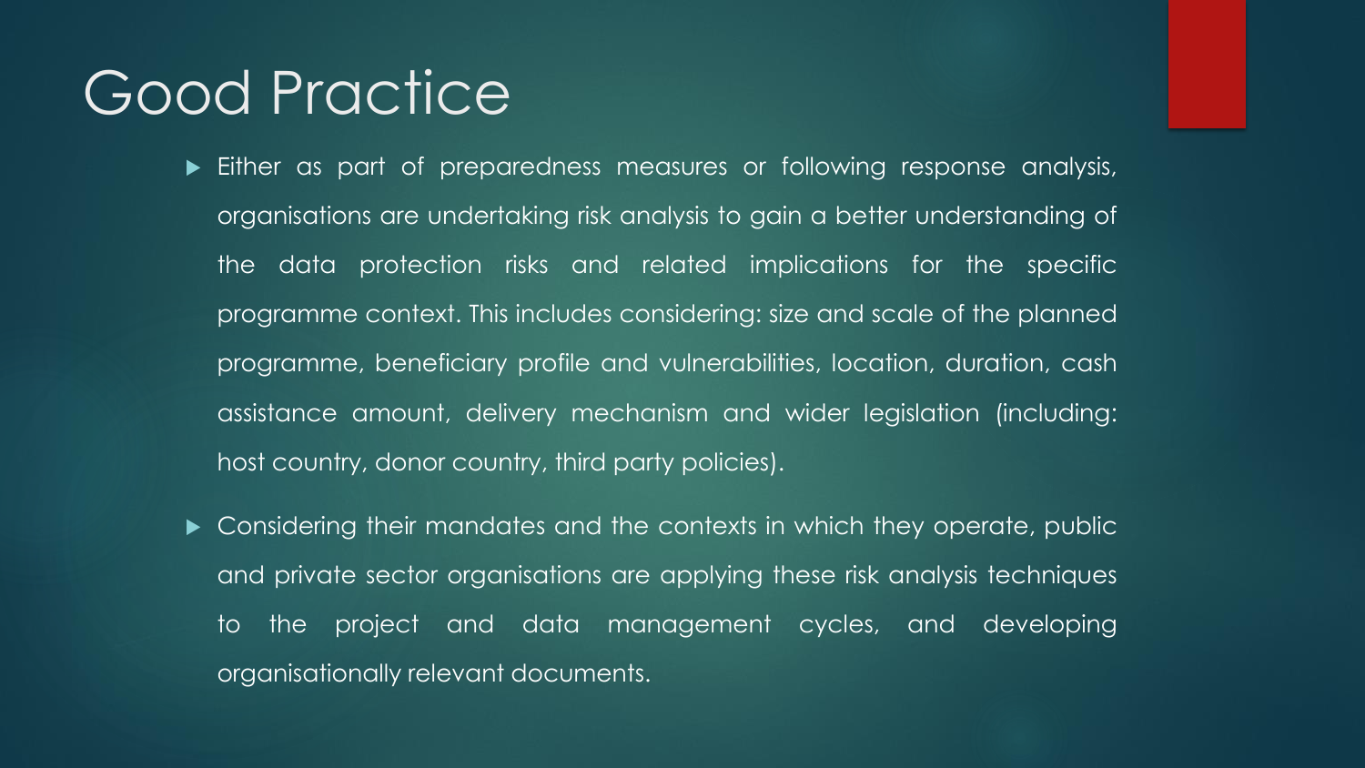# Good Practice

- Either as part of preparedness measures or following response analysis, organisations are undertaking risk analysis to gain a better understanding of the data protection risks and related implications for the specific programme context. This includes considering: size and scale of the planned programme, beneficiary profile and vulnerabilities, location, duration, cash assistance amount, delivery mechanism and wider legislation (including: host country, donor country, third party policies).
- Considering their mandates and the contexts in which they operate, public and private sector organisations are applying these risk analysis techniques to the project and data management cycles, and developing organisationally relevant documents.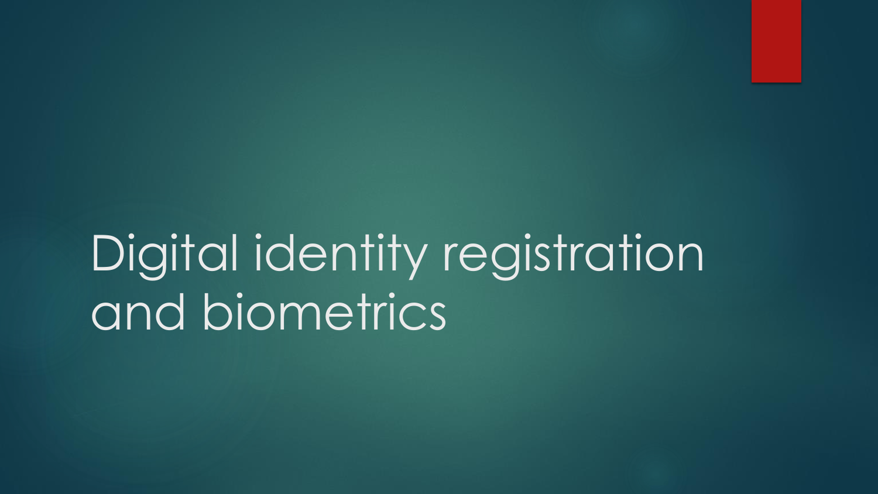# Digital identity registration and biometrics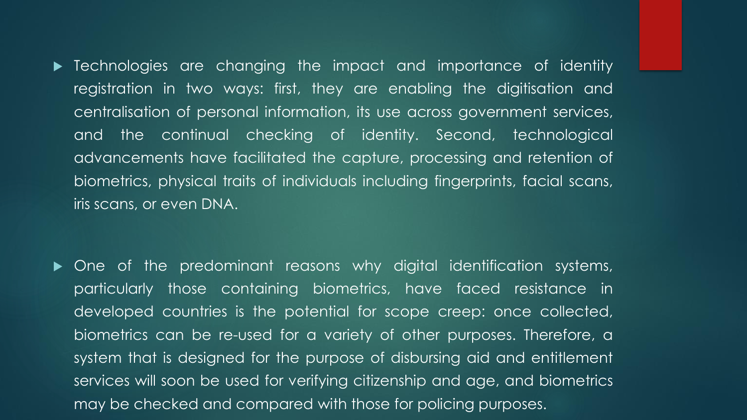- Technologies are changing the impact and importance of identity registration in two ways: first, they are enabling the digitisation and centralisation of personal information, its use across government services, and the continual checking of identity. Second, technological advancements have facilitated the capture, processing and retention of biometrics, physical traits of individuals including fingerprints, facial scans, iris scans, or even DNA.

- One of the predominant reasons why digital identification systems, particularly those containing biometrics, have faced resistance in developed countries is the potential for scope creep: once collected, biometrics can be re-used for a variety of other purposes. Therefore, a system that is designed for the purpose of disbursing aid and entitlement services will soon be used for verifying citizenship and age, and biometrics may be checked and compared with those for policing purposes.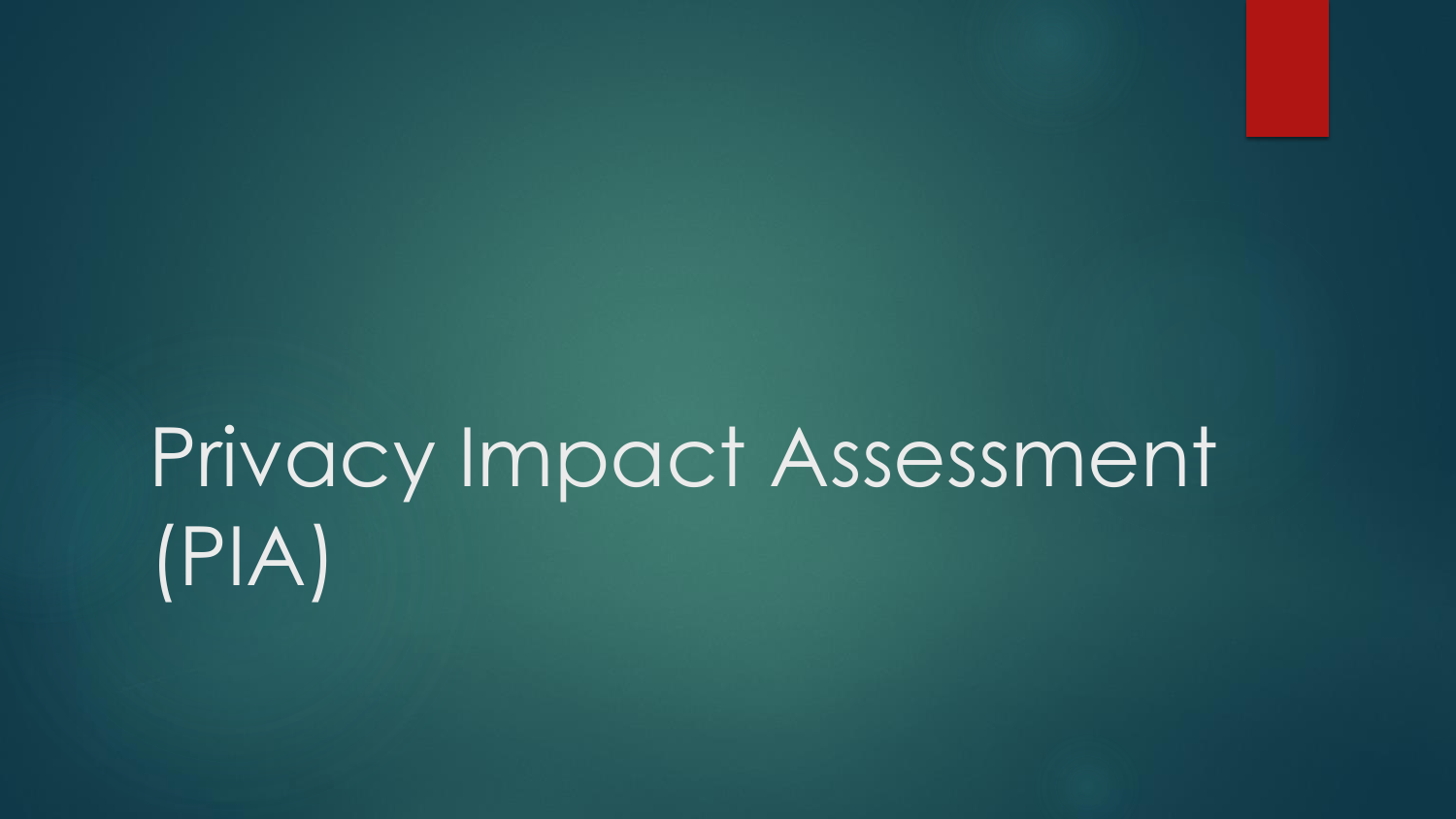# Privacy Impact Assessment (PIA)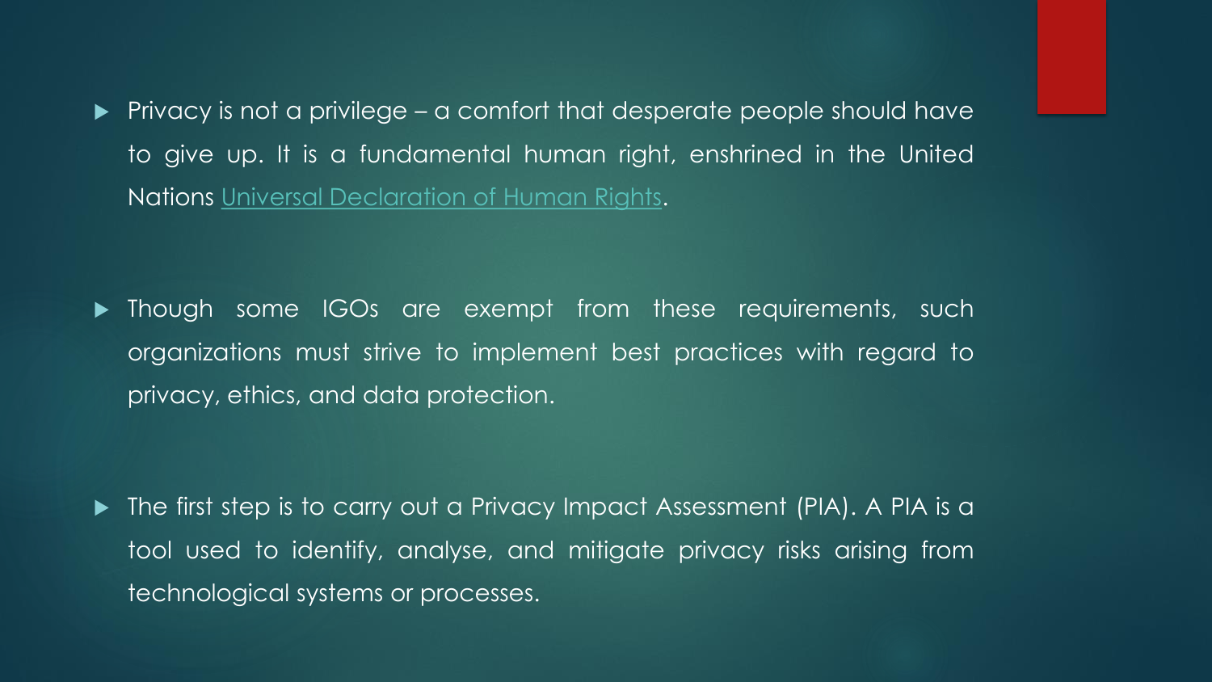- Privacy is not a privilege – a comfort that desperate people should have to give up. It is a fundamental human right, enshrined in the United Nations [Universal Declaration of Human Rights](#).

- Though some IGOs are exempt from these requirements, such organizations must strive to implement best practices with regard to privacy, ethics, and data protection.

- The first step is to carry out a Privacy Impact Assessment (PIA). A PIA is a tool used to identify, analyse, and mitigate privacy risks arising from technological systems or processes.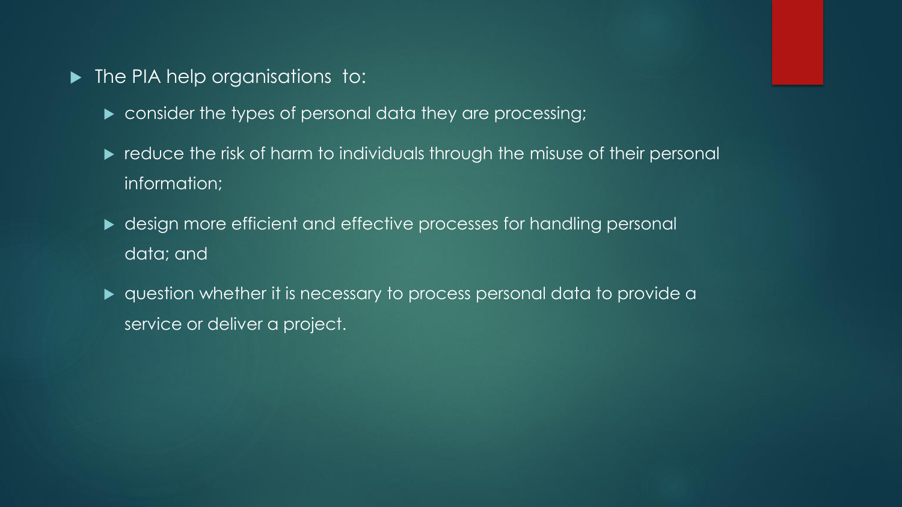- The PIA help organisations to:
  - consider the types of personal data they are processing;
  - reduce the risk of harm to individuals through the misuse of their personal information;
  - design more efficient and effective processes for handling personal data; and
  - question whether it is necessary to process personal data to provide a service or deliver a project.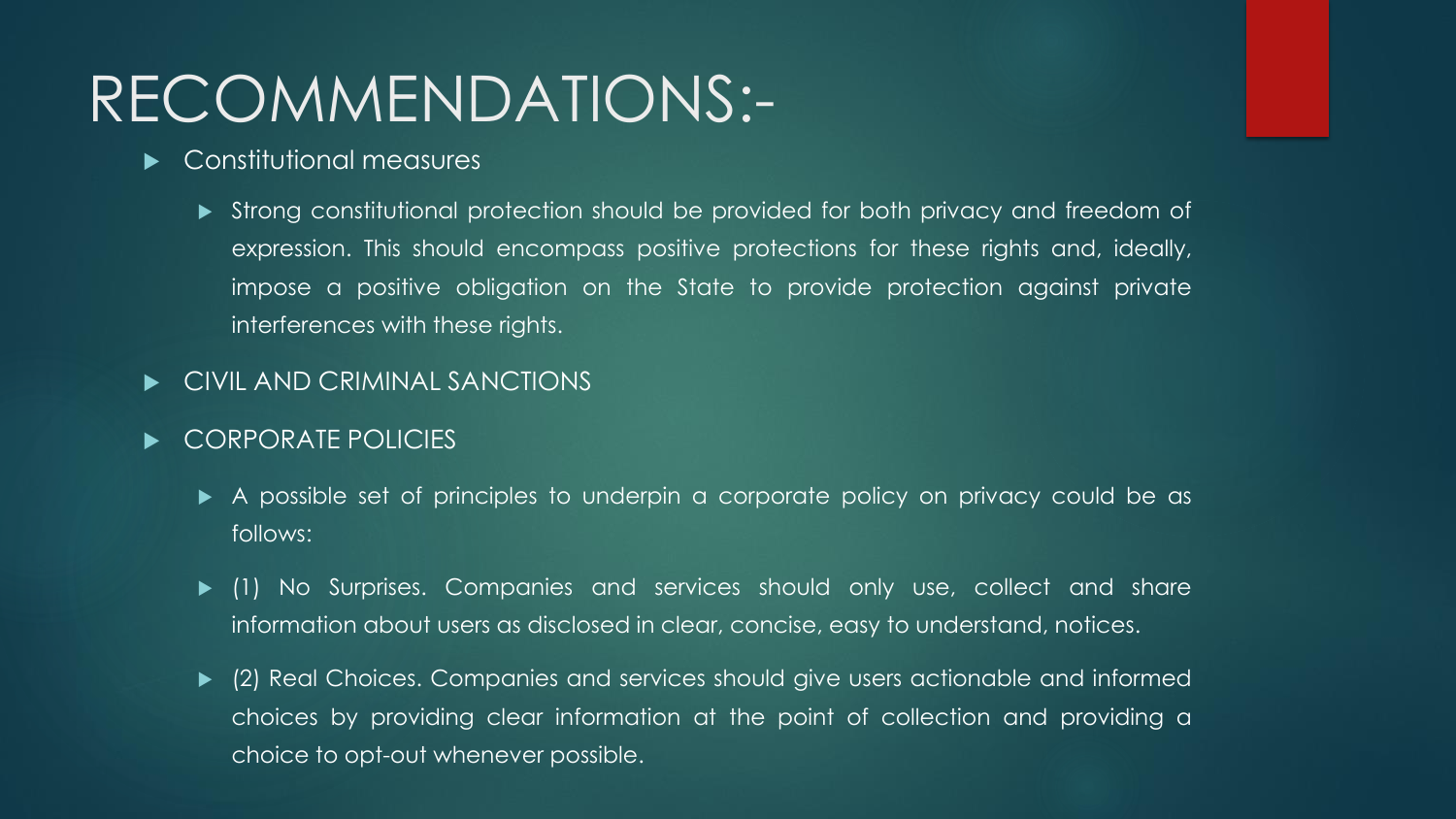# RECOMMENDATIONS:-

- Constitutional measures
  - Strong constitutional protection should be provided for both privacy and freedom of expression. This should encompass positive protections for these rights and, ideally, impose a positive obligation on the State to provide protection against private interferences with these rights.
- CIVIL AND CRIMINAL SANCTIONS
- CORPORATE POLICIES
  - A possible set of principles to underpin a corporate policy on privacy could be as follows:
  - (1) No Surprises. Companies and services should only use, collect and share information about users as disclosed in clear, concise, easy to understand, notices.
  - (2) Real Choices. Companies and services should give users actionable and informed choices by providing clear information at the point of collection and providing a choice to opt-out whenever possible.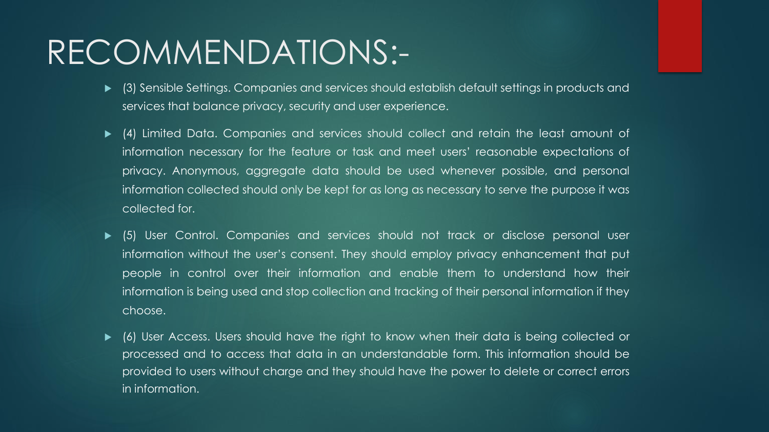# RECOMMENDATIONS:-

- (3) Sensible Settings. Companies and services should establish default settings in products and services that balance privacy, security and user experience.
- (4) Limited Data. Companies and services should collect and retain the least amount of information necessary for the feature or task and meet users' reasonable expectations of privacy. Anonymous, aggregate data should be used whenever possible, and personal information collected should only be kept for as long as necessary to serve the purpose it was collected for.
- (5) User Control. Companies and services should not track or disclose personal user information without the user's consent. They should employ privacy enhancement that put people in control over their information and enable them to understand how their information is being used and stop collection and tracking of their personal information if they choose.
- (6) User Access. Users should have the right to know when their data is being collected or processed and to access that data in an understandable form. This information should be provided to users without charge and they should have the power to delete or correct errors in information.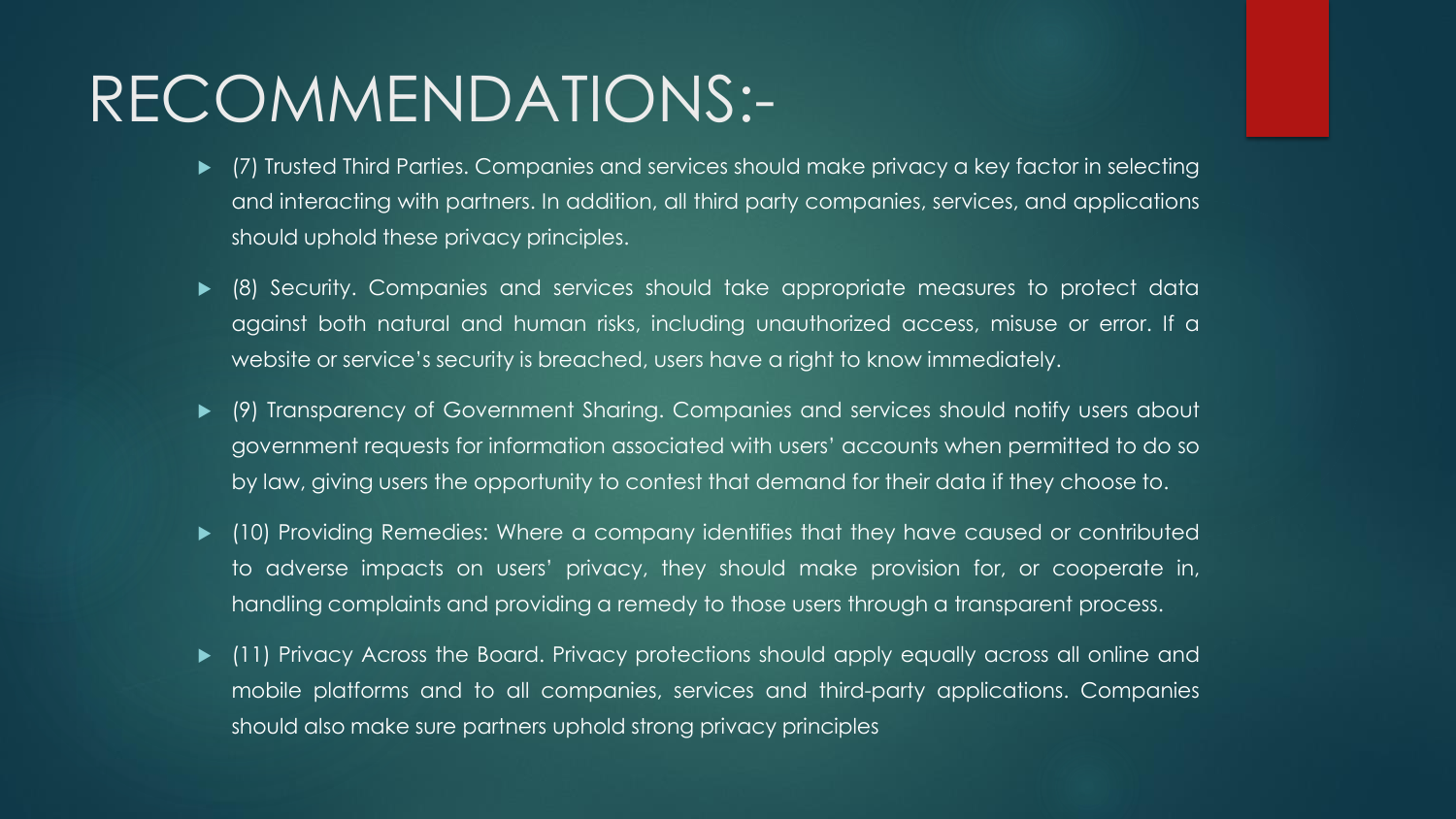# RECOMMENDATIONS:-

- (7) Trusted Third Parties. Companies and services should make privacy a key factor in selecting and interacting with partners. In addition, all third party companies, services, and applications should uphold these privacy principles.
- (8) Security. Companies and services should take appropriate measures to protect data against both natural and human risks, including unauthorized access, misuse or error. If a website or service's security is breached, users have a right to know immediately.
- (9) Transparency of Government Sharing. Companies and services should notify users about government requests for information associated with users' accounts when permitted to do so by law, giving users the opportunity to contest that demand for their data if they choose to.
- (10) Providing Remedies: Where a company identifies that they have caused or contributed to adverse impacts on users' privacy, they should make provision for, or cooperate in, handling complaints and providing a remedy to those users through a transparent process.
- (11) Privacy Across the Board. Privacy protections should apply equally across all online and mobile platforms and to all companies, services and third-party applications. Companies should also make sure partners uphold strong privacy principles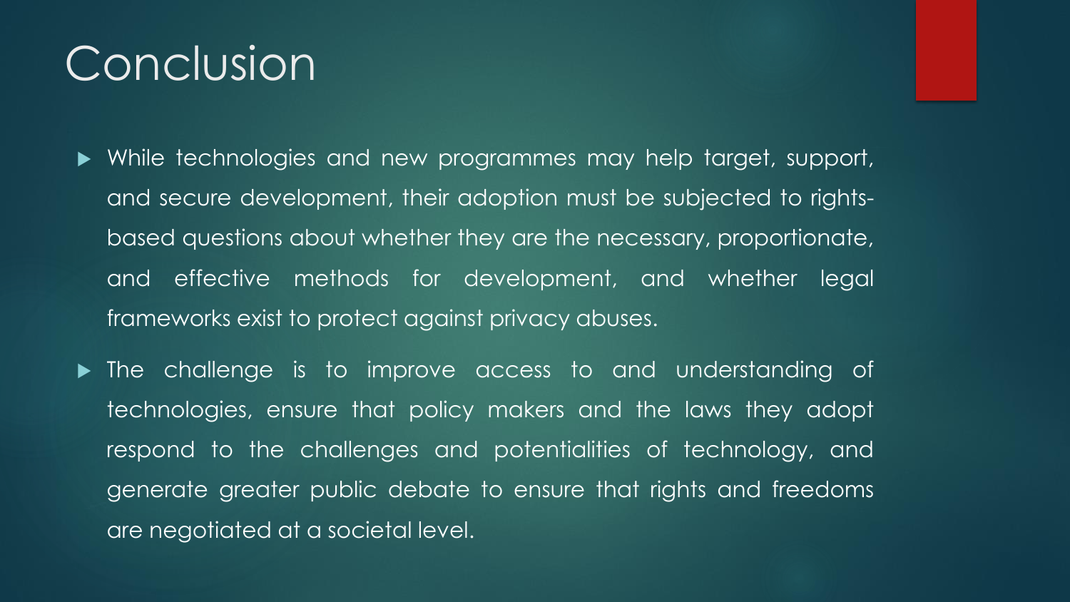# Conclusion

- While technologies and new programmes may help target, support, and secure development, their adoption must be subjected to rights-based questions about whether they are the necessary, proportionate, and effective methods for development, and whether legal frameworks exist to protect against privacy abuses.
- The challenge is to improve access to and understanding of technologies, ensure that policy makers and the laws they adopt respond to the challenges and potentialities of technology, and generate greater public debate to ensure that rights and freedoms are negotiated at a societal level.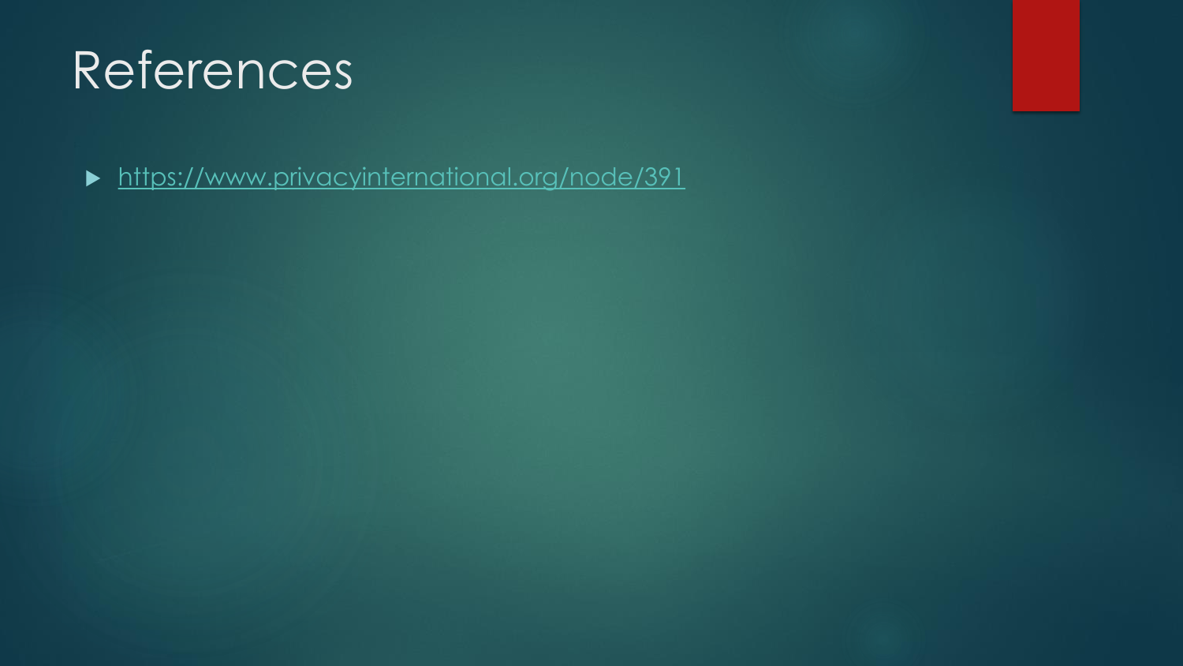# References

- https://www.privacyinternational.org/node/391